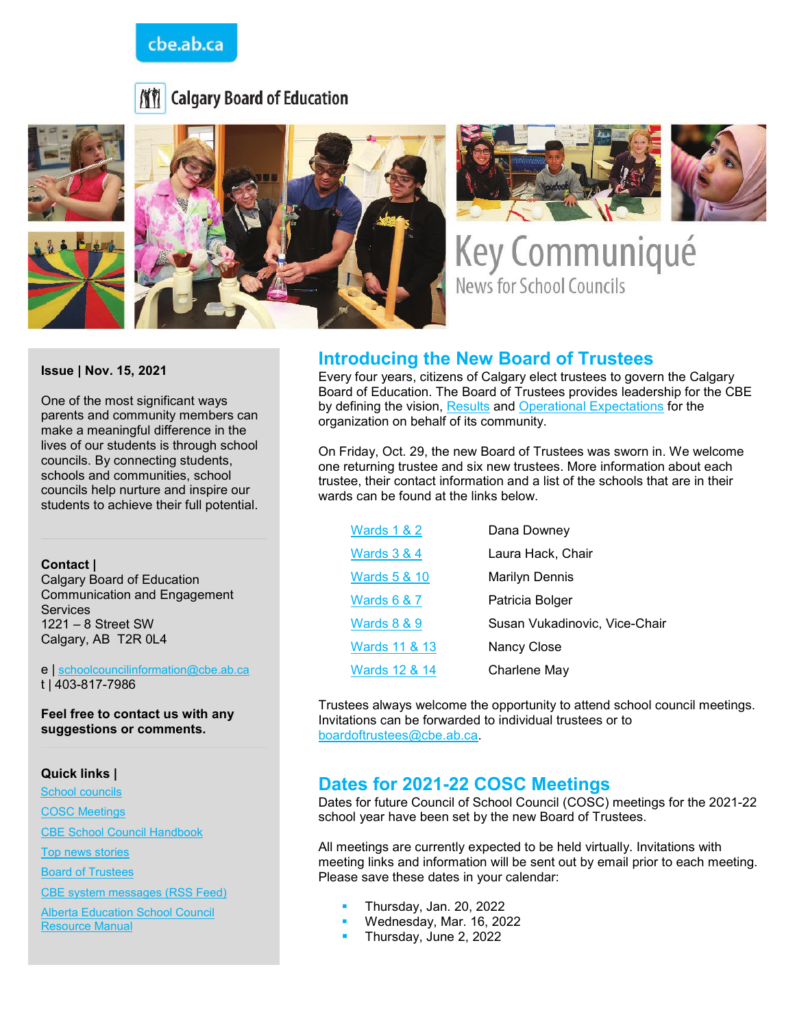cbe.ab.ca

Calgary Board of Education

# Key Communiqué

News for School Councils

**Issue | Nov. 15, 2021**

One of the most significant ways parents and community members can make a meaningful difference in the lives of our students is through school councils. By connecting students, schools and communities, school councils help nurture and inspire our students to achieve their full potential.

**Contact |**
Calgary Board of Education
Communication and Engagement Services
1221 – 8 Street SW
Calgary, AB T2R 0L4

e | schoolcouncilinformation@cbe.ab.ca
t | 403-817-7986

**Feel free to contact us with any suggestions or comments.**

**Quick links |**

- School councils
- COSC Meetings
- CBE School Council Handbook
- Top news stories
- Board of Trustees
- CBE system messages (RSS Feed)
- Alberta Education School Council Resource Manual

## Introducing the New Board of Trustees

Every four years, citizens of Calgary elect trustees to govern the Calgary Board of Education. The Board of Trustees provides leadership for the CBE by defining the vision, Results and Operational Expectations for the organization on behalf of its community.

On Friday, Oct. 29, the new Board of Trustees was sworn in. We welcome one returning trustee and six new trustees. More information about each trustee, their contact information and a list of the schools that are in their wards can be found at the links below.

| Wards | Trustee |
|---|---|
| Wards 1 & 2 | Dana Downey |
| Wards 3 & 4 | Laura Hack, Chair |
| Wards 5 & 10 | Marilyn Dennis |
| Wards 6 & 7 | Patricia Bolger |
| Wards 8 & 9 | Susan Vukadinovic, Vice-Chair |
| Wards 11 & 13 | Nancy Close |
| Wards 12 & 14 | Charlene May |

Trustees always welcome the opportunity to attend school council meetings. Invitations can be forwarded to individual trustees or to boardoftrustees@cbe.ab.ca.

## Dates for 2021-22 COSC Meetings

Dates for future Council of School Council (COSC) meetings for the 2021-22 school year have been set by the new Board of Trustees.

All meetings are currently expected to be held virtually. Invitations with meeting links and information will be sent out by email prior to each meeting. Please save these dates in your calendar:

- Thursday, Jan. 20, 2022
- Wednesday, Mar. 16, 2022
- Thursday, June 2, 2022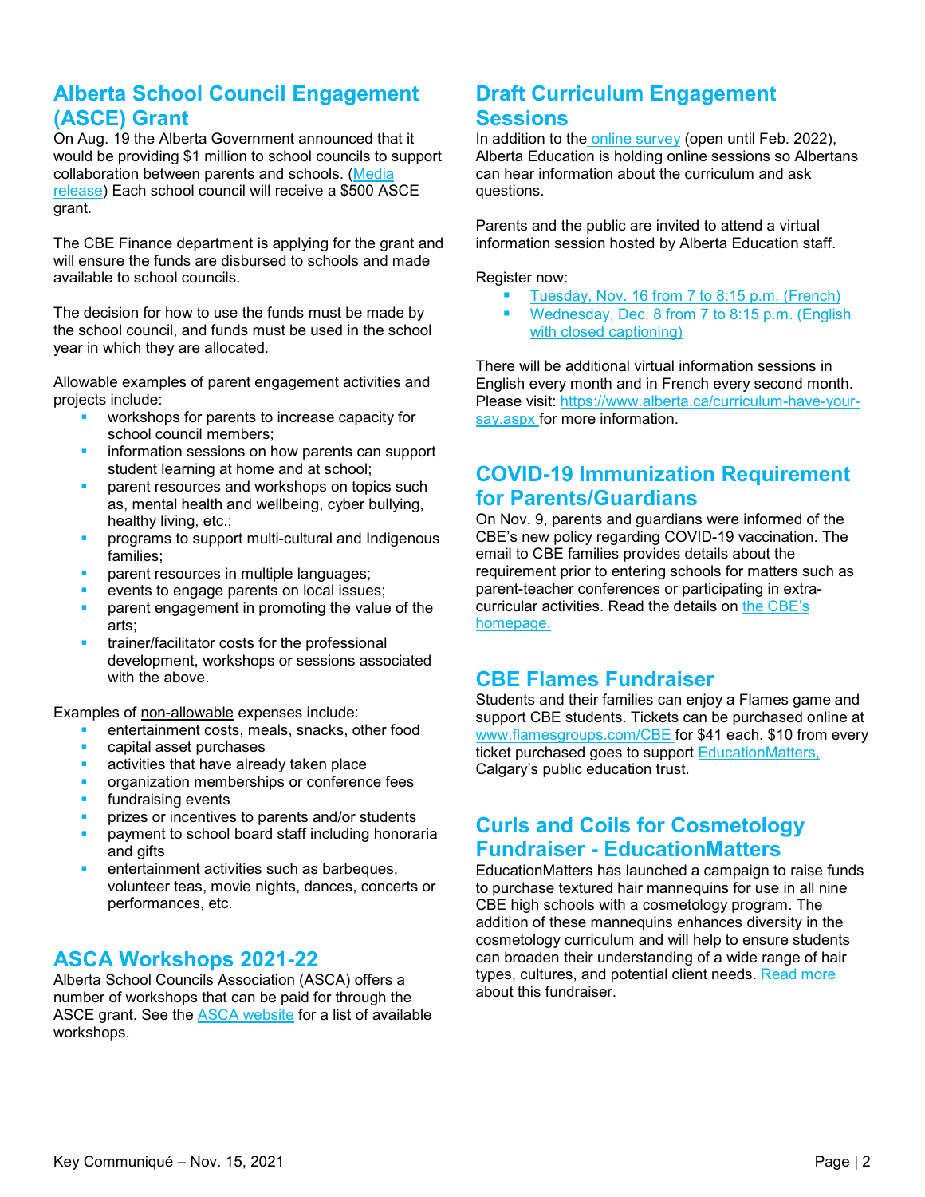## Alberta School Council Engagement (ASCE) Grant

On Aug. 19 the Alberta Government announced that it would be providing $1 million to school councils to support collaboration between parents and schools. (Media release) Each school council will receive a $500 ASCE grant.

The CBE Finance department is applying for the grant and will ensure the funds are disbursed to schools and made available to school councils.

The decision for how to use the funds must be made by the school council, and funds must be used in the school year in which they are allocated.

Allowable examples of parent engagement activities and projects include:

- workshops for parents to increase capacity for school council members;
- information sessions on how parents can support student learning at home and at school;
- parent resources and workshops on topics such as, mental health and wellbeing, cyber bullying, healthy living, etc.;
- programs to support multi-cultural and Indigenous families;
- parent resources in multiple languages;
- events to engage parents on local issues;
- parent engagement in promoting the value of the arts;
- trainer/facilitator costs for the professional development, workshops or sessions associated with the above.

Examples of non-allowable expenses include:

- entertainment costs, meals, snacks, other food
- capital asset purchases
- activities that have already taken place
- organization memberships or conference fees
- fundraising events
- prizes or incentives to parents and/or students
- payment to school board staff including honoraria and gifts
- entertainment activities such as barbeques, volunteer teas, movie nights, dances, concerts or performances, etc.

## ASCA Workshops 2021-22

Alberta School Councils Association (ASCA) offers a number of workshops that can be paid for through the ASCE grant. See the ASCA website for a list of available workshops.

## Draft Curriculum Engagement Sessions

In addition to the online survey (open until Feb. 2022), Alberta Education is holding online sessions so Albertans can hear information about the curriculum and ask questions.

Parents and the public are invited to attend a virtual information session hosted by Alberta Education staff.

Register now:

- Tuesday, Nov. 16 from 7 to 8:15 p.m. (French)
- Wednesday, Dec. 8 from 7 to 8:15 p.m. (English with closed captioning)

There will be additional virtual information sessions in English every month and in French every second month. Please visit: https://www.alberta.ca/curriculum-have-your-say.aspx for more information.

## COVID-19 Immunization Requirement for Parents/Guardians

On Nov. 9, parents and guardians were informed of the CBE's new policy regarding COVID-19 vaccination. The email to CBE families provides details about the requirement prior to entering schools for matters such as parent-teacher conferences or participating in extra-curricular activities. Read the details on the CBE's homepage.

## CBE Flames Fundraiser

Students and their families can enjoy a Flames game and support CBE students. Tickets can be purchased online at www.flamesgroups.com/CBE for $41 each. $10 from every ticket purchased goes to support EducationMatters, Calgary's public education trust.

## Curls and Coils for Cosmetology Fundraiser - EducationMatters

EducationMatters has launched a campaign to raise funds to purchase textured hair mannequins for use in all nine CBE high schools with a cosmetology program. The addition of these mannequins enhances diversity in the cosmetology curriculum and will help to ensure students can broaden their understanding of a wide range of hair types, cultures, and potential client needs. Read more about this fundraiser.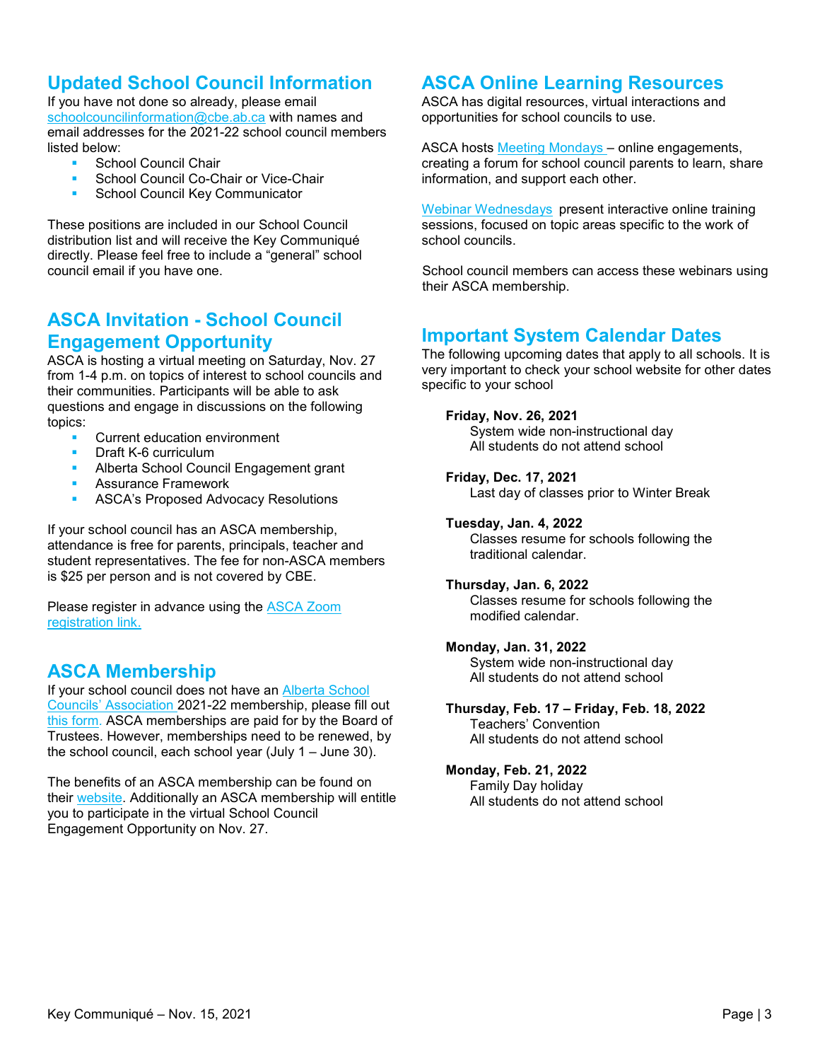## Updated School Council Information

If you have not done so already, please email schoolcouncilinformation@cbe.ab.ca with names and email addresses for the 2021-22 school council members listed below:

- School Council Chair
- School Council Co-Chair or Vice-Chair
- School Council Key Communicator

These positions are included in our School Council distribution list and will receive the Key Communiqué directly. Please feel free to include a “general” school council email if you have one.

## ASCA Invitation - School Council Engagement Opportunity

ASCA is hosting a virtual meeting on Saturday, Nov. 27 from 1-4 p.m. on topics of interest to school councils and their communities. Participants will be able to ask questions and engage in discussions on the following topics:

- Current education environment
- Draft K-6 curriculum
- Alberta School Council Engagement grant
- Assurance Framework
- ASCA’s Proposed Advocacy Resolutions

If your school council has an ASCA membership, attendance is free for parents, principals, teacher and student representatives. The fee for non-ASCA members is $25 per person and is not covered by CBE.

Please register in advance using the ASCA Zoom registration link.

## ASCA Membership

If your school council does not have an Alberta School Councils’ Association 2021-22 membership, please fill out this form. ASCA memberships are paid for by the Board of Trustees. However, memberships need to be renewed, by the school council, each school year (July 1 – June 30).

The benefits of an ASCA membership can be found on their website. Additionally an ASCA membership will entitle you to participate in the virtual School Council Engagement Opportunity on Nov. 27.

## ASCA Online Learning Resources

ASCA has digital resources, virtual interactions and opportunities for school councils to use.

ASCA hosts Meeting Mondays – online engagements, creating a forum for school council parents to learn, share information, and support each other.

Webinar Wednesdays present interactive online training sessions, focused on topic areas specific to the work of school councils.

School council members can access these webinars using their ASCA membership.

## Important System Calendar Dates

The following upcoming dates that apply to all schools. It is very important to check your school website for other dates specific to your school

**Friday, Nov. 26, 2021**
System wide non-instructional day
All students do not attend school

**Friday, Dec. 17, 2021**
Last day of classes prior to Winter Break

**Tuesday, Jan. 4, 2022**
Classes resume for schools following the traditional calendar.

**Thursday, Jan. 6, 2022**
Classes resume for schools following the modified calendar.

**Monday, Jan. 31, 2022**
System wide non-instructional day
All students do not attend school

**Thursday, Feb. 17 – Friday, Feb. 18, 2022**
Teachers’ Convention
All students do not attend school

**Monday, Feb. 21, 2022**
Family Day holiday
All students do not attend school